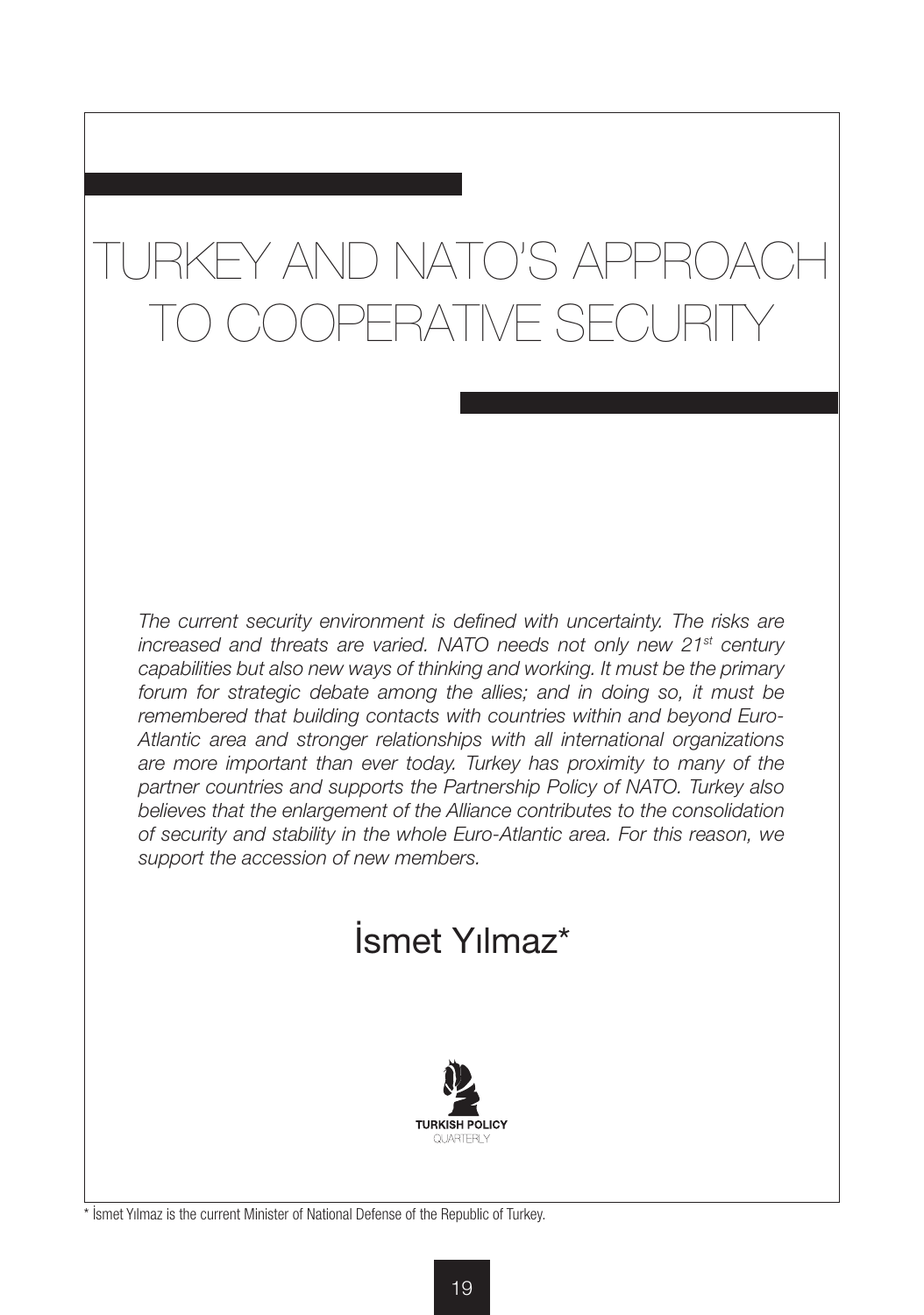# TURKEY AND NATO'S APPROACH TO COOPERATIVE SECURITY

*The current security environment is defined with uncertainty. The risks are increased and threats are varied. NATO needs not only new 21st century capabilities but also new ways of thinking and working. It must be the primary forum for strategic debate among the allies; and in doing so, it must be remembered that building contacts with countries within and beyond Euro-Atlantic area and stronger relationships with all international organizations are more important than ever today. Turkey has proximity to many of the partner countries and supports the Partnership Policy of NATO. Turkey also believes that the enlargement of the Alliance contributes to the consolidation of security and stability in the whole Euro-Atlantic area. For this reason, we support the accession of new members.*

## İsmet Yılmaz*

\* İsmet Yılmaz is the current Minister of National Defense of the Republic of Turkey.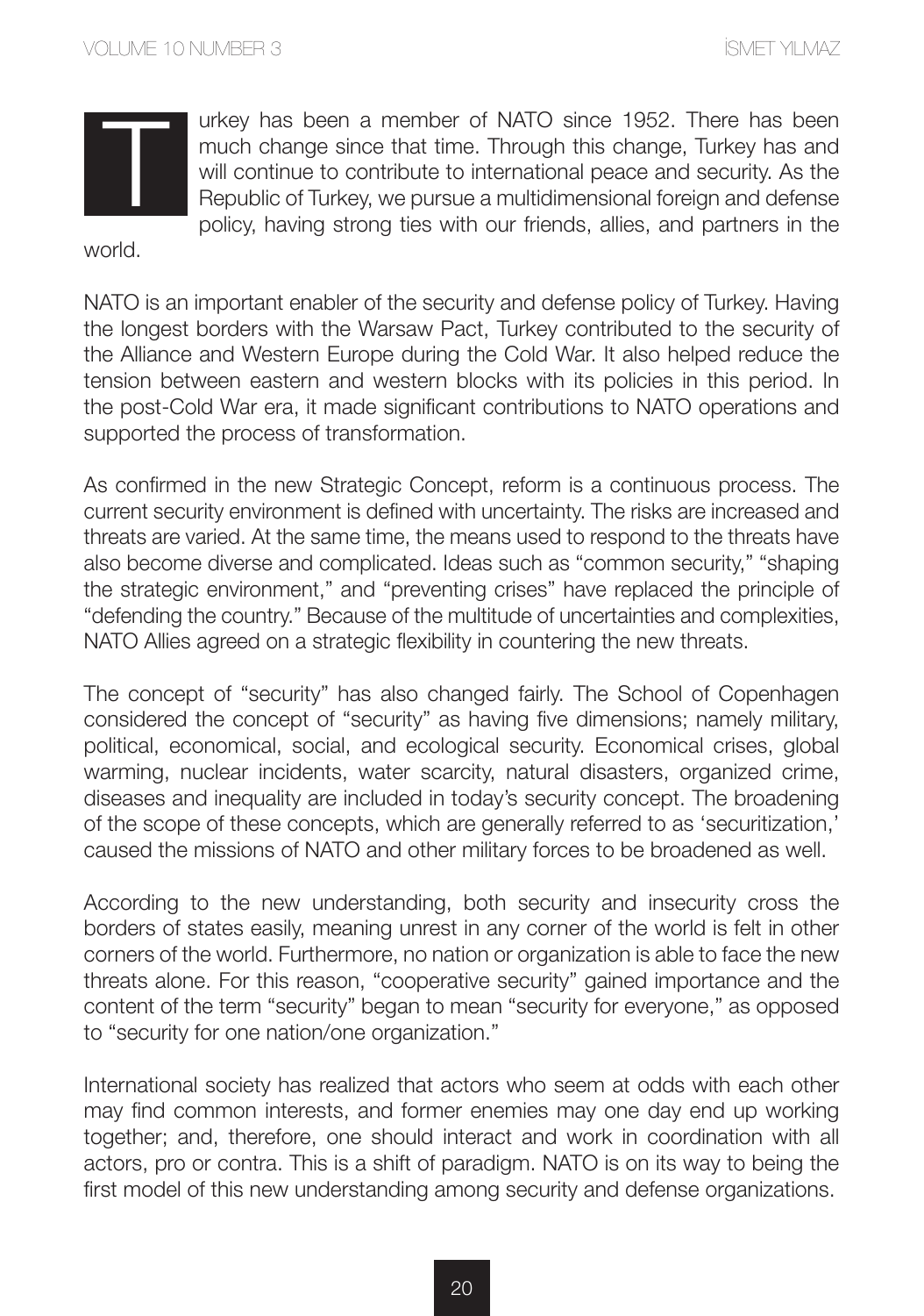Turkey has been a member of NATO since 1952. There has been much change since that time. Through this change, Turkey has and will continue to contribute to international peace and security. As the Republic of Turkey, we pursue a multidimensional foreign and defense policy, having strong ties with our friends, allies, and partners in the world.

NATO is an important enabler of the security and defense policy of Turkey. Having the longest borders with the Warsaw Pact, Turkey contributed to the security of the Alliance and Western Europe during the Cold War. It also helped reduce the tension between eastern and western blocks with its policies in this period. In the post-Cold War era, it made significant contributions to NATO operations and supported the process of transformation.

As confirmed in the new Strategic Concept, reform is a continuous process. The current security environment is defined with uncertainty. The risks are increased and threats are varied. At the same time, the means used to respond to the threats have also become diverse and complicated. Ideas such as "common security," "shaping the strategic environment," and "preventing crises" have replaced the principle of "defending the country." Because of the multitude of uncertainties and complexities, NATO Allies agreed on a strategic flexibility in countering the new threats.

The concept of "security" has also changed fairly. The School of Copenhagen considered the concept of "security" as having five dimensions; namely military, political, economical, social, and ecological security. Economical crises, global warming, nuclear incidents, water scarcity, natural disasters, organized crime, diseases and inequality are included in today's security concept. The broadening of the scope of these concepts, which are generally referred to as 'securitization,' caused the missions of NATO and other military forces to be broadened as well.

According to the new understanding, both security and insecurity cross the borders of states easily, meaning unrest in any corner of the world is felt in other corners of the world. Furthermore, no nation or organization is able to face the new threats alone. For this reason, "cooperative security" gained importance and the content of the term "security" began to mean "security for everyone," as opposed to "security for one nation/one organization."

International society has realized that actors who seem at odds with each other may find common interests, and former enemies may one day end up working together; and, therefore, one should interact and work in coordination with all actors, pro or contra. This is a shift of paradigm. NATO is on its way to being the first model of this new understanding among security and defense organizations.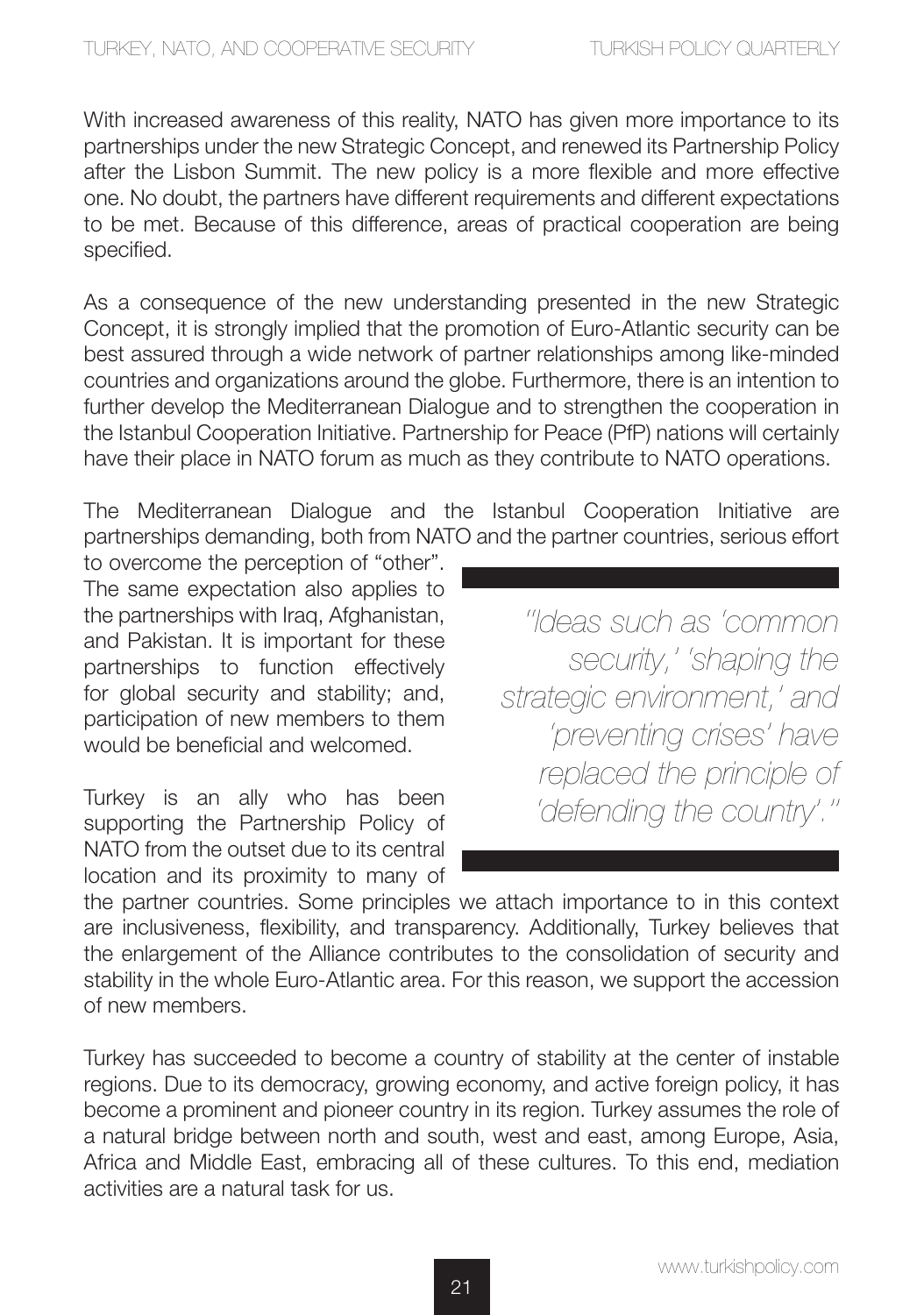With increased awareness of this reality, NATO has given more importance to its partnerships under the new Strategic Concept, and renewed its Partnership Policy after the Lisbon Summit. The new policy is a more flexible and more effective one. No doubt, the partners have different requirements and different expectations to be met. Because of this difference, areas of practical cooperation are being specified.

As a consequence of the new understanding presented in the new Strategic Concept, it is strongly implied that the promotion of Euro-Atlantic security can be best assured through a wide network of partner relationships among like-minded countries and organizations around the globe. Furthermore, there is an intention to further develop the Mediterranean Dialogue and to strengthen the cooperation in the Istanbul Cooperation Initiative. Partnership for Peace (PfP) nations will certainly have their place in NATO forum as much as they contribute to NATO operations.

The Mediterranean Dialogue and the Istanbul Cooperation Initiative are partnerships demanding, both from NATO and the partner countries, serious effort to overcome the perception of "other". The same expectation also applies to the partnerships with Iraq, Afghanistan, and Pakistan. It is important for these partnerships to function effectively for global security and stability; and, participation of new members to them would be beneficial and welcomed.

> *"Ideas such as 'common security,' 'shaping the strategic environment,' and 'preventing crises' have replaced the principle of 'defending the country'."*

Turkey is an ally who has been supporting the Partnership Policy of NATO from the outset due to its central location and its proximity to many of the partner countries. Some principles we attach importance to in this context are inclusiveness, flexibility, and transparency. Additionally, Turkey believes that the enlargement of the Alliance contributes to the consolidation of security and stability in the whole Euro-Atlantic area. For this reason, we support the accession of new members.

Turkey has succeeded to become a country of stability at the center of instable regions. Due to its democracy, growing economy, and active foreign policy, it has become a prominent and pioneer country in its region. Turkey assumes the role of a natural bridge between north and south, west and east, among Europe, Asia, Africa and Middle East, embracing all of these cultures. To this end, mediation activities are a natural task for us.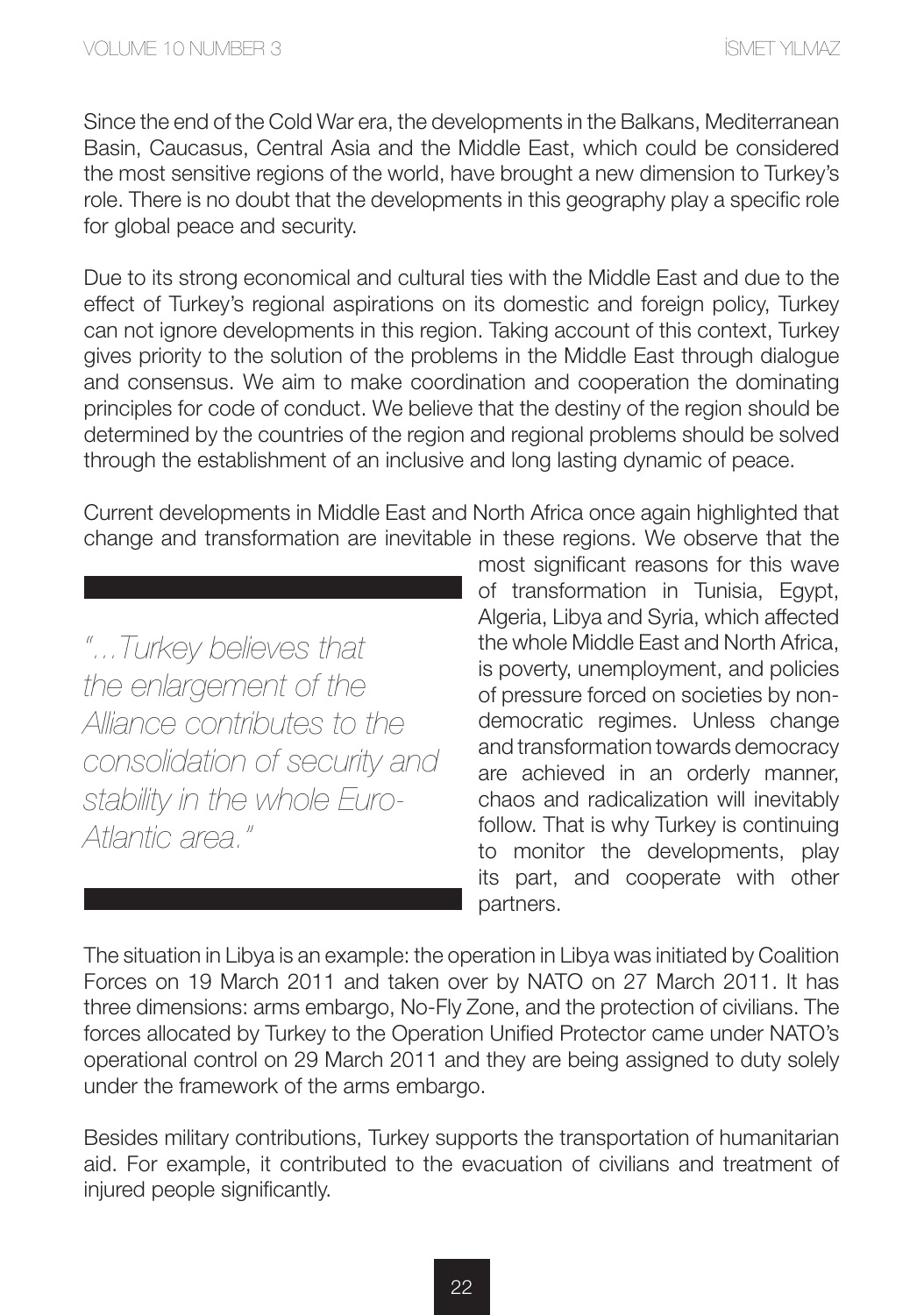Since the end of the Cold War era, the developments in the Balkans, Mediterranean Basin, Caucasus, Central Asia and the Middle East, which could be considered the most sensitive regions of the world, have brought a new dimension to Turkey's role. There is no doubt that the developments in this geography play a specific role for global peace and security.

Due to its strong economical and cultural ties with the Middle East and due to the effect of Turkey's regional aspirations on its domestic and foreign policy, Turkey can not ignore developments in this region. Taking account of this context, Turkey gives priority to the solution of the problems in the Middle East through dialogue and consensus. We aim to make coordination and cooperation the dominating principles for code of conduct. We believe that the destiny of the region should be determined by the countries of the region and regional problems should be solved through the establishment of an inclusive and long lasting dynamic of peace.

Current developments in Middle East and North Africa once again highlighted that change and transformation are inevitable in these regions. We observe that the most significant reasons for this wave of transformation in Tunisia, Egypt, Algeria, Libya and Syria, which affected the whole Middle East and North Africa, is poverty, unemployment, and policies of pressure forced on societies by non-democratic regimes. Unless change and transformation towards democracy are achieved in an orderly manner, chaos and radicalization will inevitably follow. That is why Turkey is continuing to monitor the developments, play its part, and cooperate with other partners.

> *"...Turkey believes that the enlargement of the Alliance contributes to the consolidation of security and stability in the whole Euro-Atlantic area."*

The situation in Libya is an example: the operation in Libya was initiated by Coalition Forces on 19 March 2011 and taken over by NATO on 27 March 2011. It has three dimensions: arms embargo, No-Fly Zone, and the protection of civilians. The forces allocated by Turkey to the Operation Unified Protector came under NATO's operational control on 29 March 2011 and they are being assigned to duty solely under the framework of the arms embargo.

Besides military contributions, Turkey supports the transportation of humanitarian aid. For example, it contributed to the evacuation of civilians and treatment of injured people significantly.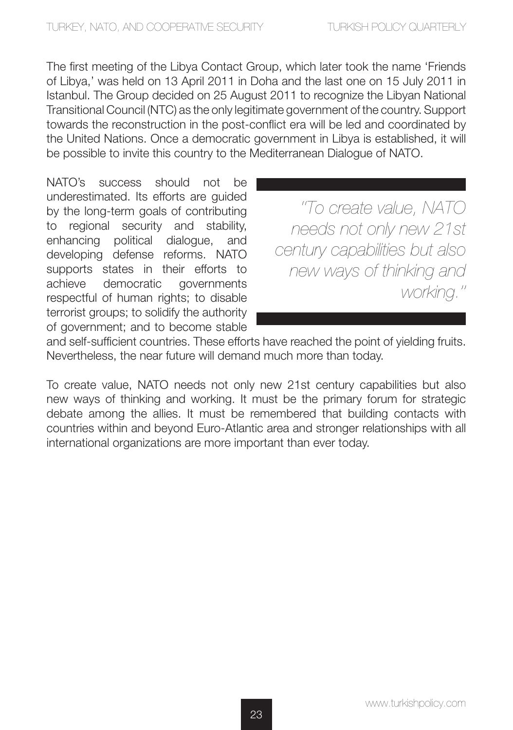The first meeting of the Libya Contact Group, which later took the name 'Friends of Libya,' was held on 13 April 2011 in Doha and the last one on 15 July 2011 in Istanbul. The Group decided on 25 August 2011 to recognize the Libyan National Transitional Council (NTC) as the only legitimate government of the country. Support towards the reconstruction in the post-conflict era will be led and coordinated by the United Nations. Once a democratic government in Libya is established, it will be possible to invite this country to the Mediterranean Dialogue of NATO.

NATO's success should not be underestimated. Its efforts are guided by the long-term goals of contributing to regional security and stability, enhancing political dialogue, and developing defense reforms. NATO supports states in their efforts to achieve democratic governments respectful of human rights; to disable terrorist groups; to solidify the authority of government; and to become stable and self-sufficient countries. These efforts have reached the point of yielding fruits. Nevertheless, the near future will demand much more than today.

> *"To create value, NATO needs not only new 21st century capabilities but also new ways of thinking and working."*

To create value, NATO needs not only new 21st century capabilities but also new ways of thinking and working. It must be the primary forum for strategic debate among the allies. It must be remembered that building contacts with countries within and beyond Euro-Atlantic area and stronger relationships with all international organizations are more important than ever today.